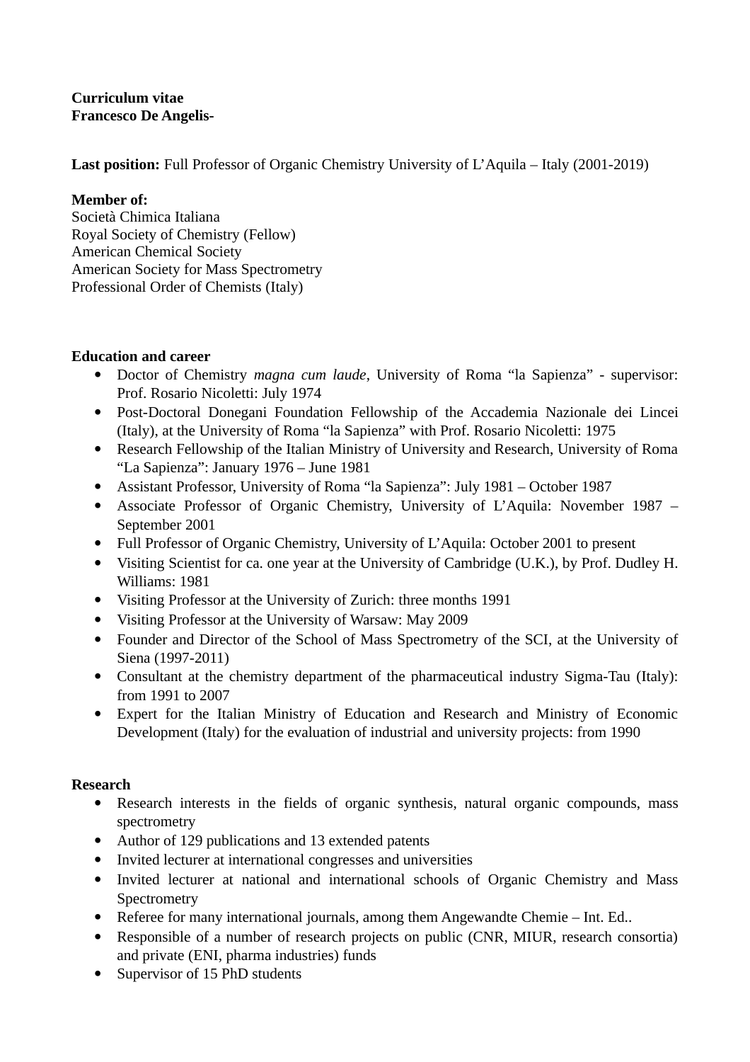**Curriculum vitae**
**Francesco De Angelis-**

**Last position:** Full Professor of Organic Chemistry University of L'Aquila – Italy (2001-2019)

**Member of:**
Società Chimica Italiana
Royal Society of Chemistry (Fellow)
American Chemical Society
American Society for Mass Spectrometry
Professional Order of Chemists (Italy)

**Education and career**

- Doctor of Chemistry *magna cum laude*, University of Roma "la Sapienza" - supervisor: Prof. Rosario Nicoletti: July 1974
- Post-Doctoral Donegani Foundation Fellowship of the Accademia Nazionale dei Lincei (Italy), at the University of Roma "la Sapienza" with Prof. Rosario Nicoletti: 1975
- Research Fellowship of the Italian Ministry of University and Research, University of Roma "La Sapienza": January 1976 – June 1981
- Assistant Professor, University of Roma "la Sapienza": July 1981 – October 1987
- Associate Professor of Organic Chemistry, University of L'Aquila: November 1987 – September 2001
- Full Professor of Organic Chemistry, University of L'Aquila: October 2001 to present
- Visiting Scientist for ca. one year at the University of Cambridge (U.K.), by Prof. Dudley H. Williams: 1981
- Visiting Professor at the University of Zurich: three months 1991
- Visiting Professor at the University of Warsaw: May 2009
- Founder and Director of the School of Mass Spectrometry of the SCI, at the University of Siena (1997-2011)
- Consultant at the chemistry department of the pharmaceutical industry Sigma-Tau (Italy): from 1991 to 2007
- Expert for the Italian Ministry of Education and Research and Ministry of Economic Development (Italy) for the evaluation of industrial and university projects: from 1990

**Research**

- Research interests in the fields of organic synthesis, natural organic compounds, mass spectrometry
- Author of 129 publications and 13 extended patents
- Invited lecturer at international congresses and universities
- Invited lecturer at national and international schools of Organic Chemistry and Mass Spectrometry
- Referee for many international journals, among them Angewandte Chemie – Int. Ed..
- Responsible of a number of research projects on public (CNR, MIUR, research consortia) and private (ENI, pharma industries) funds
- Supervisor of 15 PhD students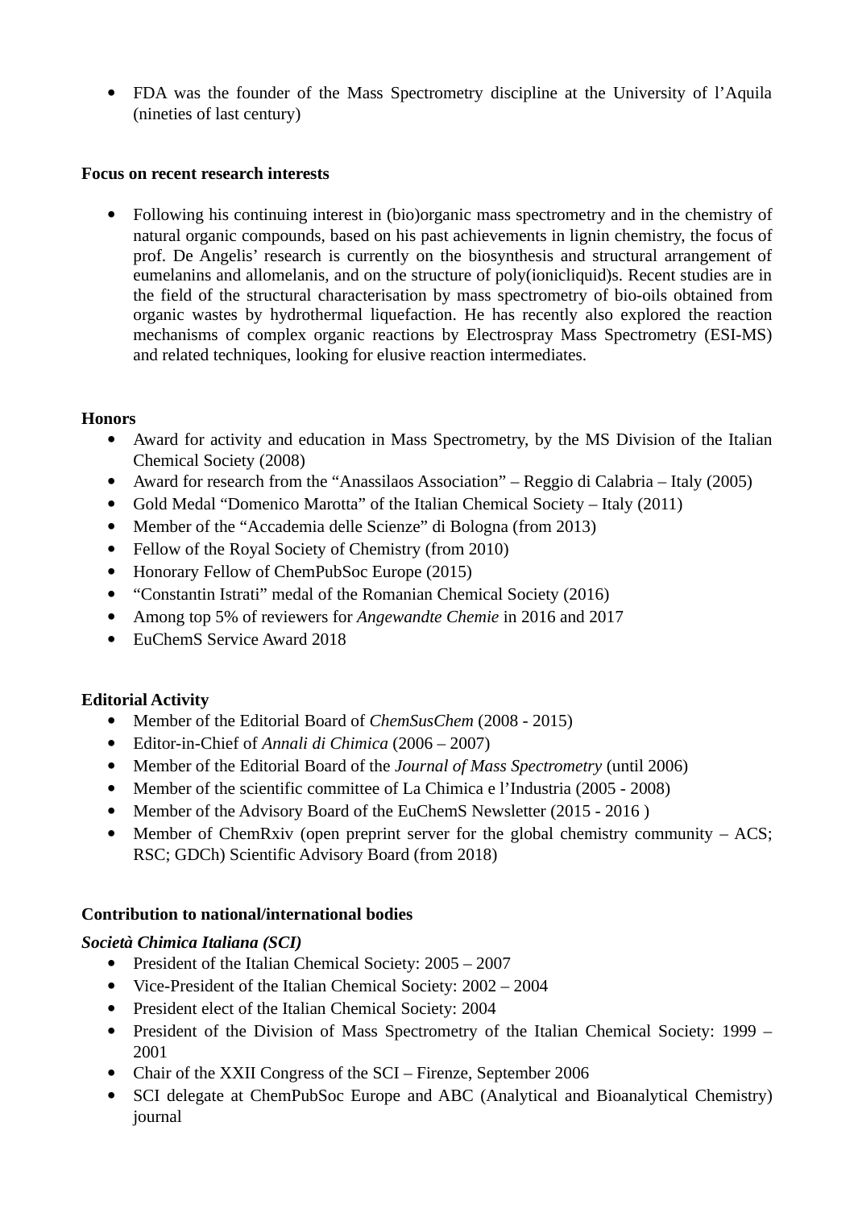- FDA was the founder of the Mass Spectrometry discipline at the University of l'Aquila (nineties of last century)

**Focus on recent research interests**

- Following his continuing interest in (bio)organic mass spectrometry and in the chemistry of natural organic compounds, based on his past achievements in lignin chemistry, the focus of prof. De Angelis' research is currently on the biosynthesis and structural arrangement of eumelanins and allomelanis, and on the structure of poly(ionicliquid)s. Recent studies are in the field of the structural characterisation by mass spectrometry of bio-oils obtained from organic wastes by hydrothermal liquefaction. He has recently also explored the reaction mechanisms of complex organic reactions by Electrospray Mass Spectrometry (ESI-MS) and related techniques, looking for elusive reaction intermediates.

**Honors**

- Award for activity and education in Mass Spectrometry, by the MS Division of the Italian Chemical Society (2008)
- Award for research from the "Anassilaos Association" – Reggio di Calabria – Italy (2005)
- Gold Medal "Domenico Marotta" of the Italian Chemical Society – Italy (2011)
- Member of the "Accademia delle Scienze" di Bologna (from 2013)
- Fellow of the Royal Society of Chemistry (from 2010)
- Honorary Fellow of ChemPubSoc Europe (2015)
- "Constantin Istrati" medal of the Romanian Chemical Society (2016)
- Among top 5% of reviewers for *Angewandte Chemie* in 2016 and 2017
- EuChemS Service Award 2018

**Editorial Activity**

- Member of the Editorial Board of *ChemSusChem* (2008 - 2015)
- Editor-in-Chief of *Annali di Chimica* (2006 – 2007)
- Member of the Editorial Board of the *Journal of Mass Spectrometry* (until 2006)
- Member of the scientific committee of La Chimica e l'Industria (2005 - 2008)
- Member of the Advisory Board of the EuChemS Newsletter (2015 - 2016 )
- Member of ChemRxiv (open preprint server for the global chemistry community – ACS; RSC; GDCh) Scientific Advisory Board (from 2018)

**Contribution to national/international bodies**

***Società Chimica Italiana (SCI)***

- President of the Italian Chemical Society: 2005 – 2007
- Vice-President of the Italian Chemical Society: 2002 – 2004
- President elect of the Italian Chemical Society: 2004
- President of the Division of Mass Spectrometry of the Italian Chemical Society: 1999 – 2001
- Chair of the XXII Congress of the SCI – Firenze, September 2006
- SCI delegate at ChemPubSoc Europe and ABC (Analytical and Bioanalytical Chemistry) journal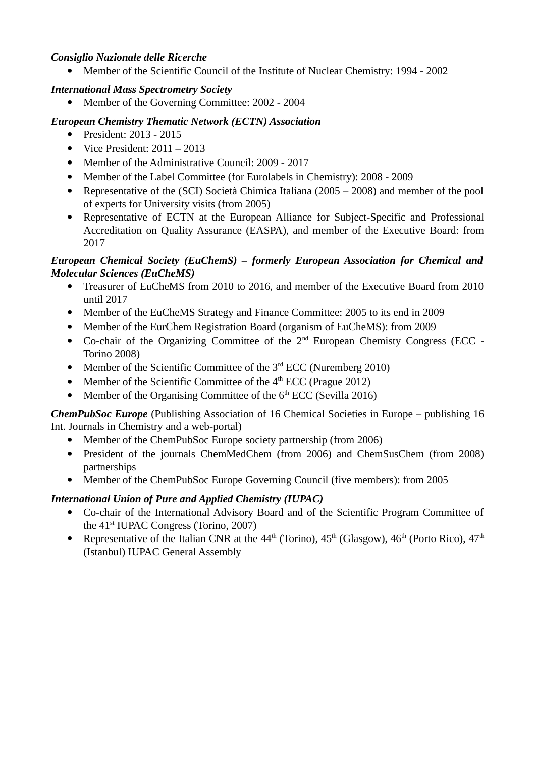***Consiglio Nazionale delle Ricerche***

- Member of the Scientific Council of the Institute of Nuclear Chemistry: 1994 - 2002

***International Mass Spectrometry Society***

- Member of the Governing Committee: 2002 - 2004

***European Chemistry Thematic Network (ECTN) Association***

- President: 2013 - 2015
- Vice President: 2011 – 2013
- Member of the Administrative Council: 2009 - 2017
- Member of the Label Committee (for Eurolabels in Chemistry): 2008 - 2009
- Representative of the (SCI) Società Chimica Italiana (2005 – 2008) and member of the pool of experts for University visits (from 2005)
- Representative of ECTN at the European Alliance for Subject-Specific and Professional Accreditation on Quality Assurance (EASPA), and member of the Executive Board: from 2017

***European Chemical Society (EuChemS) – formerly European Association for Chemical and Molecular Sciences (EuCheMS)***

- Treasurer of EuCheMS from 2010 to 2016, and member of the Executive Board from 2010 until 2017
- Member of the EuCheMS Strategy and Finance Committee: 2005 to its end in 2009
- Member of the EurChem Registration Board (organism of EuCheMS): from 2009
- Co-chair of the Organizing Committee of the 2nd European Chemisty Congress (ECC - Torino 2008)
- Member of the Scientific Committee of the 3rd ECC (Nuremberg 2010)
- Member of the Scientific Committee of the 4th ECC (Prague 2012)
- Member of the Organising Committee of the 6th ECC (Sevilla 2016)

***ChemPubSoc Europe*** (Publishing Association of 16 Chemical Societies in Europe – publishing 16 Int. Journals in Chemistry and a web-portal)

- Member of the ChemPubSoc Europe society partnership (from 2006)
- President of the journals ChemMedChem (from 2006) and ChemSusChem (from 2008) partnerships
- Member of the ChemPubSoc Europe Governing Council (five members): from 2005

***International Union of Pure and Applied Chemistry (IUPAC)***

- Co-chair of the International Advisory Board and of the Scientific Program Committee of the 41st IUPAC Congress (Torino, 2007)
- Representative of the Italian CNR at the 44th (Torino), 45th (Glasgow), 46th (Porto Rico), 47th (Istanbul) IUPAC General Assembly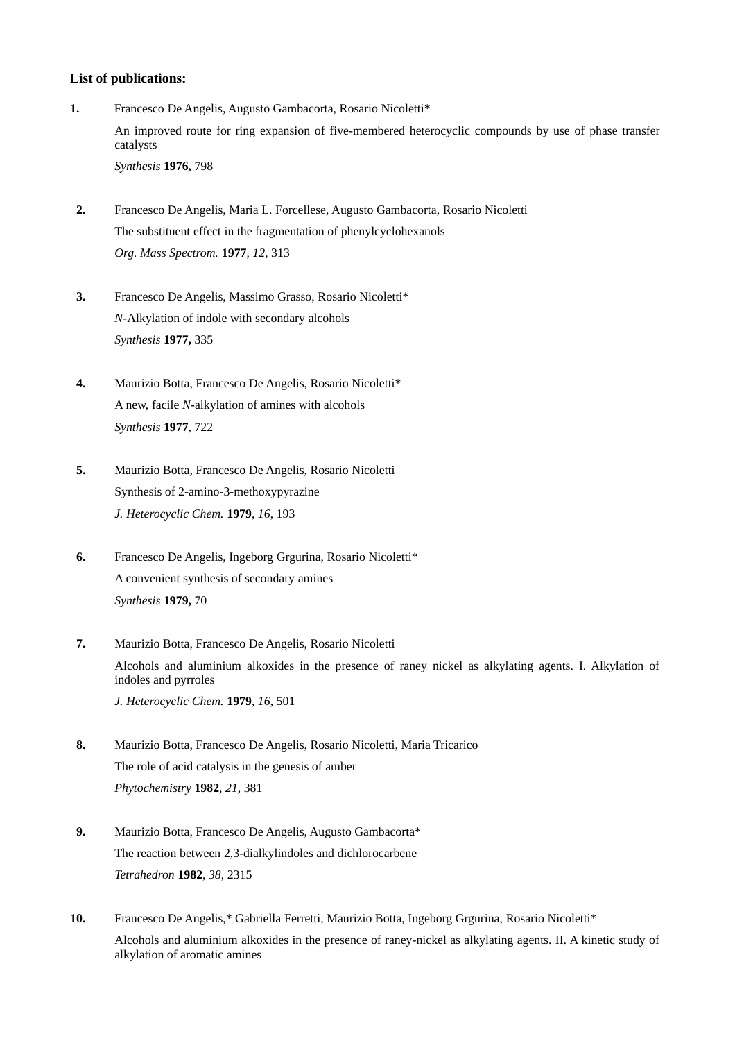### List of publications:

1. Francesco De Angelis, Augusto Gambacorta, Rosario Nicoletti*

   An improved route for ring expansion of five-membered heterocyclic compounds by use of phase transfer catalysts

   *Synthesis* **1976,** 798

2. Francesco De Angelis, Maria L. Forcellese, Augusto Gambacorta, Rosario Nicoletti

   The substituent effect in the fragmentation of phenylcyclohexanols

   *Org. Mass Spectrom.* **1977**, *12*, 313

3. Francesco De Angelis, Massimo Grasso, Rosario Nicoletti*

   *N*-Alkylation of indole with secondary alcohols

   *Synthesis* **1977,** 335

4. Maurizio Botta, Francesco De Angelis, Rosario Nicoletti*

   A new, facile *N*-alkylation of amines with alcohols

   *Synthesis* **1977**, 722

5. Maurizio Botta, Francesco De Angelis, Rosario Nicoletti

   Synthesis of 2-amino-3-methoxypyrazine

   *J. Heterocyclic Chem.* **1979**, *16*, 193

6. Francesco De Angelis, Ingeborg Grgurina, Rosario Nicoletti*

   A convenient synthesis of secondary amines

   *Synthesis* **1979,** 70

7. Maurizio Botta, Francesco De Angelis, Rosario Nicoletti

   Alcohols and aluminium alkoxides in the presence of raney nickel as alkylating agents. I. Alkylation of indoles and pyrroles

   *J. Heterocyclic Chem.* **1979**, *16*, 501

8. Maurizio Botta, Francesco De Angelis, Rosario Nicoletti, Maria Tricarico

   The role of acid catalysis in the genesis of amber

   *Phytochemistry* **1982**, *21*, 381

9. Maurizio Botta, Francesco De Angelis, Augusto Gambacorta*

   The reaction between 2,3-dialkylindoles and dichlorocarbene

   *Tetrahedron* **1982**, *38*, 2315

10. Francesco De Angelis,* Gabriella Ferretti, Maurizio Botta, Ingeborg Grgurina, Rosario Nicoletti*

    Alcohols and aluminium alkoxides in the presence of raney-nickel as alkylating agents. II. A kinetic study of alkylation of aromatic amines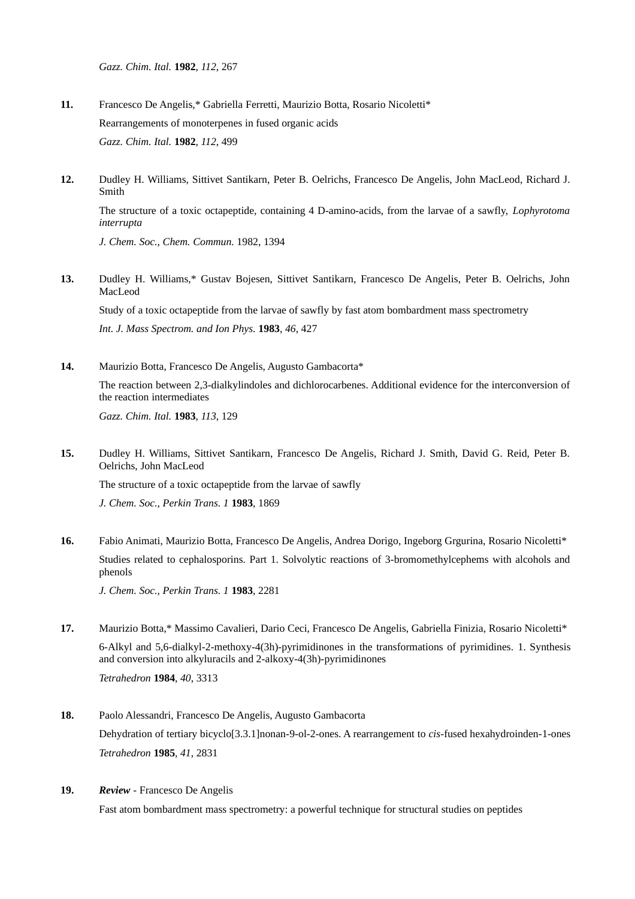*Gazz. Chim. Ital.* **1982**, *112*, 267

**11.** Francesco De Angelis,* Gabriella Ferretti, Maurizio Botta, Rosario Nicoletti*

Rearrangements of monoterpenes in fused organic acids

*Gazz. Chim. Ital.* **1982**, *112*, 499

**12.** Dudley H. Williams, Sittivet Santikarn, Peter B. Oelrichs, Francesco De Angelis, John MacLeod, Richard J. Smith

The structure of a toxic octapeptide, containing 4 D-amino-acids, from the larvae of a sawfly, *Lophyrotoma interrupta*

*J. Chem. Soc., Chem. Commun.* 1982, 1394

**13.** Dudley H. Williams,* Gustav Bojesen, Sittivet Santikarn, Francesco De Angelis, Peter B. Oelrichs, John MacLeod

Study of a toxic octapeptide from the larvae of sawfly by fast atom bombardment mass spectrometry

*Int. J. Mass Spectrom. and Ion Phys.* **1983**, *46*, 427

**14.** Maurizio Botta, Francesco De Angelis, Augusto Gambacorta*

The reaction between 2,3-dialkylindoles and dichlorocarbenes. Additional evidence for the interconversion of the reaction intermediates

*Gazz. Chim. Ital.* **1983**, *113*, 129

**15.** Dudley H. Williams, Sittivet Santikarn, Francesco De Angelis, Richard J. Smith, David G. Reid, Peter B. Oelrichs, John MacLeod

The structure of a toxic octapeptide from the larvae of sawfly

*J. Chem. Soc., Perkin Trans. 1* **1983**, 1869

**16.** Fabio Animati, Maurizio Botta, Francesco De Angelis, Andrea Dorigo, Ingeborg Grgurina, Rosario Nicoletti*

Studies related to cephalosporins. Part 1. Solvolytic reactions of 3-bromomethylcephems with alcohols and phenols

*J. Chem. Soc., Perkin Trans. 1* **1983**, 2281

**17.** Maurizio Botta,* Massimo Cavalieri, Dario Ceci, Francesco De Angelis, Gabriella Finizia, Rosario Nicoletti*

6-Alkyl and 5,6-dialkyl-2-methoxy-4(3h)-pyrimidinones in the transformations of pyrimidines. 1. Synthesis and conversion into alkyluracils and 2-alkoxy-4(3h)-pyrimidinones

*Tetrahedron* **1984**, *40*, 3313

**18.** Paolo Alessandri, Francesco De Angelis, Augusto Gambacorta

Dehydration of tertiary bicyclo[3.3.1]nonan-9-ol-2-ones. A rearrangement to *cis*-fused hexahydroinden-1-ones

*Tetrahedron* **1985**, *41*, 2831

**19.** ***Review*** - Francesco De Angelis

Fast atom bombardment mass spectrometry: a powerful technique for structural studies on peptides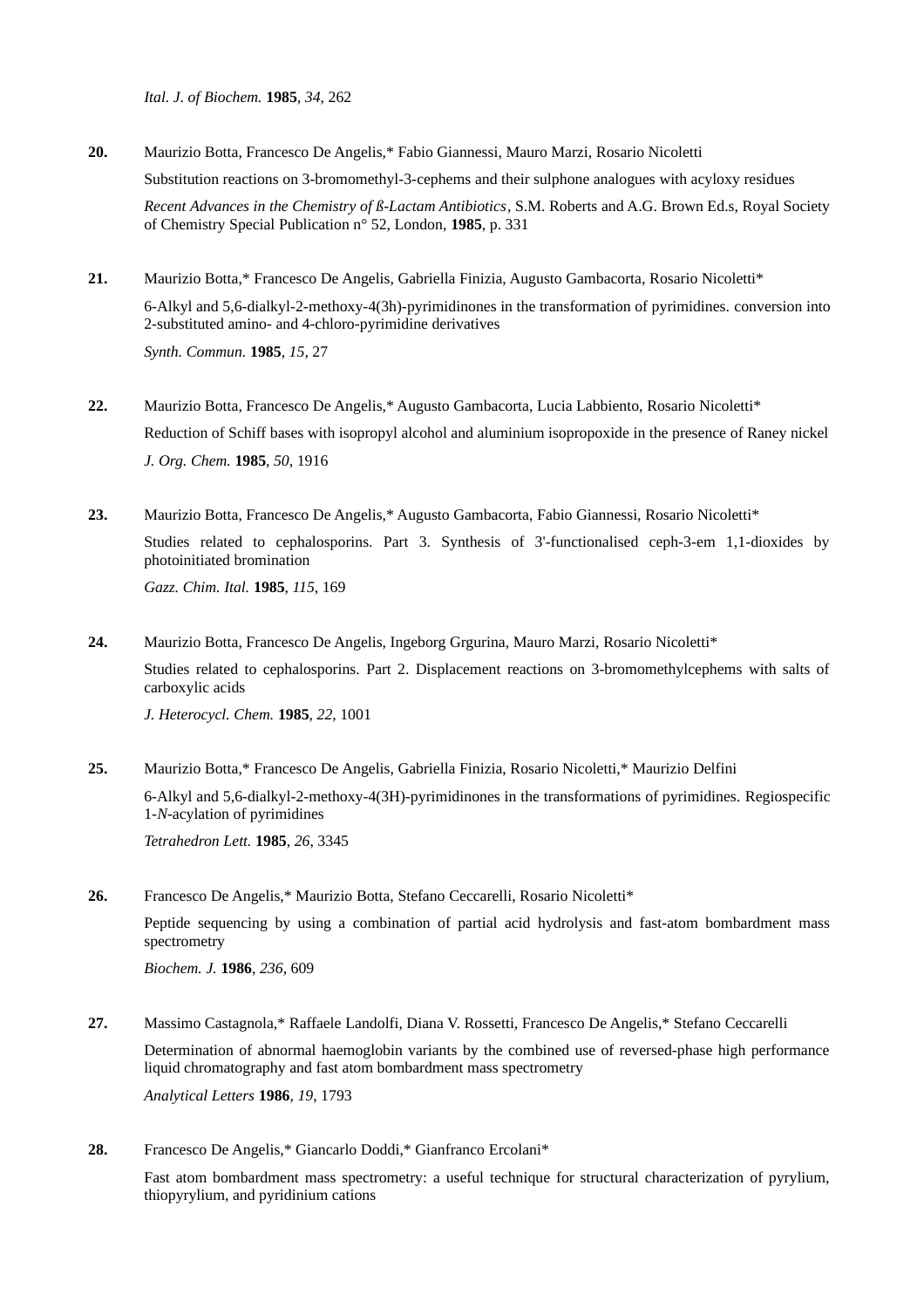*Ital. J. of Biochem.* **1985**, *34*, 262

**20.** Maurizio Botta, Francesco De Angelis,* Fabio Giannessi, Mauro Marzi, Rosario Nicoletti

Substitution reactions on 3-bromomethyl-3-cephems and their sulphone analogues with acyloxy residues

*Recent Advances in the Chemistry of ß-Lactam Antibiotics*, S.M. Roberts and A.G. Brown Ed.s, Royal Society of Chemistry Special Publication n° 52, London, **1985**, p. 331

**21.** Maurizio Botta,* Francesco De Angelis, Gabriella Finizia, Augusto Gambacorta, Rosario Nicoletti*

6-Alkyl and 5,6-dialkyl-2-methoxy-4(3h)-pyrimidinones in the transformation of pyrimidines. conversion into 2-substituted amino- and 4-chloro-pyrimidine derivatives

*Synth. Commun.* **1985**, *15*, 27

**22.** Maurizio Botta, Francesco De Angelis,* Augusto Gambacorta, Lucia Labbiento, Rosario Nicoletti*

Reduction of Schiff bases with isopropyl alcohol and aluminium isopropoxide in the presence of Raney nickel

*J. Org. Chem.* **1985**, *50*, 1916

**23.** Maurizio Botta, Francesco De Angelis,* Augusto Gambacorta, Fabio Giannessi, Rosario Nicoletti*

Studies related to cephalosporins. Part 3. Synthesis of 3'-functionalised ceph-3-em 1,1-dioxides by photoinitiated bromination

*Gazz. Chim. Ital.* **1985**, *115*, 169

**24.** Maurizio Botta, Francesco De Angelis, Ingeborg Grgurina, Mauro Marzi, Rosario Nicoletti*

Studies related to cephalosporins. Part 2. Displacement reactions on 3-bromomethylcephems with salts of carboxylic acids

*J. Heterocycl. Chem.* **1985**, *22*, 1001

**25.** Maurizio Botta,* Francesco De Angelis, Gabriella Finizia, Rosario Nicoletti,* Maurizio Delfini

6-Alkyl and 5,6-dialkyl-2-methoxy-4(3H)-pyrimidinones in the transformations of pyrimidines. Regiospecific 1-*N*-acylation of pyrimidines

*Tetrahedron Lett.* **1985**, *26*, 3345

**26.** Francesco De Angelis,* Maurizio Botta, Stefano Ceccarelli, Rosario Nicoletti*

Peptide sequencing by using a combination of partial acid hydrolysis and fast-atom bombardment mass spectrometry

*Biochem. J.* **1986**, *236*, 609

**27.** Massimo Castagnola,* Raffaele Landolfi, Diana V. Rossetti, Francesco De Angelis,* Stefano Ceccarelli

Determination of abnormal haemoglobin variants by the combined use of reversed-phase high performance liquid chromatography and fast atom bombardment mass spectrometry

*Analytical Letters* **1986**, *19*, 1793

**28.** Francesco De Angelis,* Giancarlo Doddi,* Gianfranco Ercolani*

Fast atom bombardment mass spectrometry: a useful technique for structural characterization of pyrylium, thiopyrylium, and pyridinium cations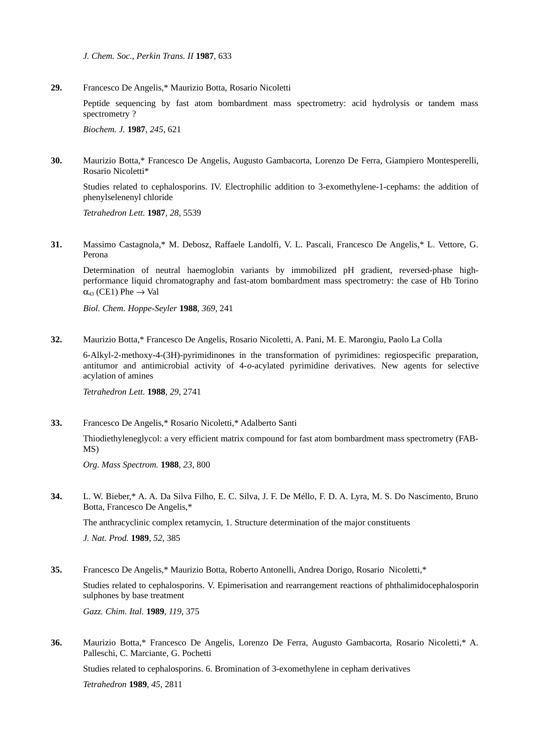*J. Chem. Soc., Perkin Trans. II* **1987**, 633

**29.** Francesco De Angelis,* Maurizio Botta, Rosario Nicoletti

Peptide sequencing by fast atom bombardment mass spectrometry: acid hydrolysis or tandem mass spectrometry ?

*Biochem. J.* **1987**, *245*, 621

**30.** Maurizio Botta,* Francesco De Angelis, Augusto Gambacorta, Lorenzo De Ferra, Giampiero Montesperelli, Rosario Nicoletti*

Studies related to cephalosporins. IV. Electrophilic addition to 3-exomethylene-1-cephams: the addition of phenylselenenyl chloride

*Tetrahedron Lett.* **1987**, *28*, 5539

**31.** Massimo Castagnola,* M. Debosz, Raffaele Landolfi, V. L. Pascali, Francesco De Angelis,* L. Vettore, G. Perona

Determination of neutral haemoglobin variants by immobilized pH gradient, reversed-phase high-performance liquid chromatography and fast-atom bombardment mass spectrometry: the case of Hb Torino $\alpha_{43}$ (CE1) Phe $\rightarrow$ Val

*Biol. Chem. Hoppe-Seyler* **1988**, *369*, 241

**32.** Maurizio Botta,* Francesco De Angelis, Rosario Nicoletti, A. Pani, M. E. Marongiu, Paolo La Colla

6-Alkyl-2-methoxy-4-(3H)-pyrimidinones in the transformation of pyrimidines: regiospecific preparation, antitumor and antimicrobial activity of 4-*o*-acylated pyrimidine derivatives. New agents for selective acylation of amines

*Tetrahedron Lett.* **1988**, *29*, 2741

**33.** Francesco De Angelis,* Rosario Nicoletti,* Adalberto Santi

Thiodiethyleneglycol: a very efficient matrix compound for fast atom bombardment mass spectrometry (FAB-MS)

*Org. Mass Spectrom.* **1988**, *23*, 800

**34.** L. W. Bieber,* A. A. Da Silva Filho, E. C. Silva, J. F. De Méllo, F. D. A. Lyra, M. S. Do Nascimento, Bruno Botta, Francesco De Angelis,*

The anthracyclinic complex retamycin, 1. Structure determination of the major constituents

*J. Nat. Prod.* **1989**, *52*, 385

**35.** Francesco De Angelis,* Maurizio Botta, Roberto Antonelli, Andrea Dorigo, Rosario Nicoletti,*

Studies related to cephalosporins. V. Epimerisation and rearrangement reactions of phthalimidocephalosporin sulphones by base treatment

*Gazz. Chim. Ital.* **1989**, *119*, 375

**36.** Maurizio Botta,* Francesco De Angelis, Lorenzo De Ferra, Augusto Gambacorta, Rosario Nicoletti,* A. Palleschi, C. Marciante, G. Pochetti

Studies related to cephalosporins. 6. Bromination of 3-exomethylene in cepham derivatives

*Tetrahedron* **1989**, *45*, 2811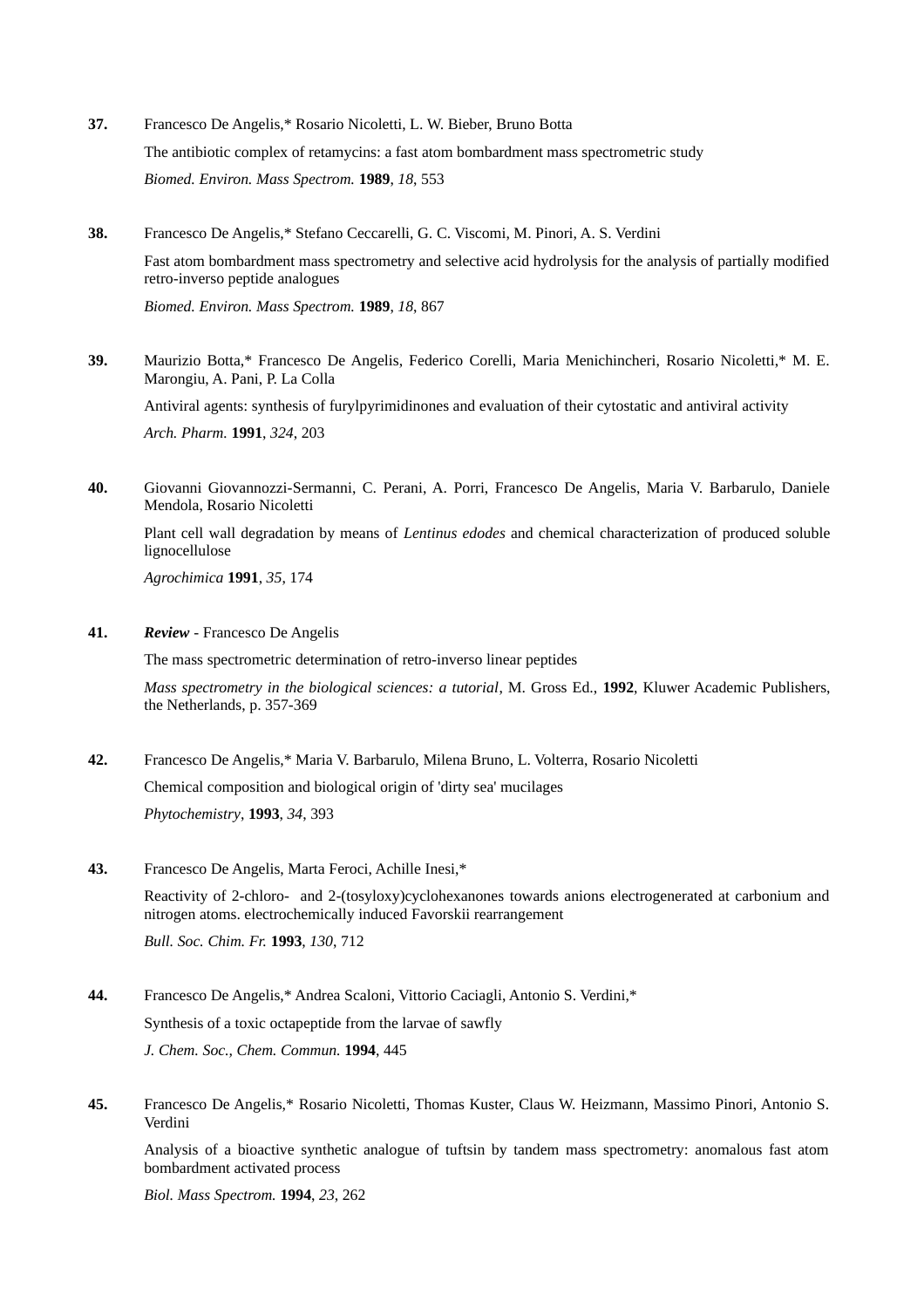**37.** Francesco De Angelis,* Rosario Nicoletti, L. W. Bieber, Bruno Botta

The antibiotic complex of retamycins: a fast atom bombardment mass spectrometric study

*Biomed. Environ. Mass Spectrom.* **1989**, *18*, 553

**38.** Francesco De Angelis,* Stefano Ceccarelli, G. C. Viscomi, M. Pinori, A. S. Verdini

Fast atom bombardment mass spectrometry and selective acid hydrolysis for the analysis of partially modified retro-inverso peptide analogues

*Biomed. Environ. Mass Spectrom.* **1989**, *18*, 867

**39.** Maurizio Botta,* Francesco De Angelis, Federico Corelli, Maria Menichincheri, Rosario Nicoletti,* M. E. Marongiu, A. Pani, P. La Colla

Antiviral agents: synthesis of furylpyrimidinones and evaluation of their cytostatic and antiviral activity

*Arch. Pharm.* **1991**, *324*, 203

**40.** Giovanni Giovannozzi-Sermanni, C. Perani, A. Porri, Francesco De Angelis, Maria V. Barbarulo, Daniele Mendola, Rosario Nicoletti

Plant cell wall degradation by means of *Lentinus edodes* and chemical characterization of produced soluble lignocellulose

*Agrochimica* **1991**, *35*, 174

**41.** ***Review*** - Francesco De Angelis

The mass spectrometric determination of retro-inverso linear peptides

*Mass spectrometry in the biological sciences: a tutorial*, M. Gross Ed., **1992**, Kluwer Academic Publishers, the Netherlands, p. 357-369

**42.** Francesco De Angelis,* Maria V. Barbarulo, Milena Bruno, L. Volterra, Rosario Nicoletti

Chemical composition and biological origin of 'dirty sea' mucilages

*Phytochemistry*, **1993**, *34*, 393

**43.** Francesco De Angelis, Marta Feroci, Achille Inesi,*

Reactivity of 2-chloro- and 2-(tosyloxy)cyclohexanones towards anions electrogenerated at carbonium and nitrogen atoms. electrochemically induced Favorskii rearrangement

*Bull. Soc. Chim. Fr.* **1993**, *130*, 712

**44.** Francesco De Angelis,* Andrea Scaloni, Vittorio Caciagli, Antonio S. Verdini,*

Synthesis of a toxic octapeptide from the larvae of sawfly

*J. Chem. Soc., Chem. Commun.* **1994**, 445

**45.** Francesco De Angelis,* Rosario Nicoletti, Thomas Kuster, Claus W. Heizmann, Massimo Pinori, Antonio S. Verdini

Analysis of a bioactive synthetic analogue of tuftsin by tandem mass spectrometry: anomalous fast atom bombardment activated process

*Biol. Mass Spectrom.* **1994**, *23*, 262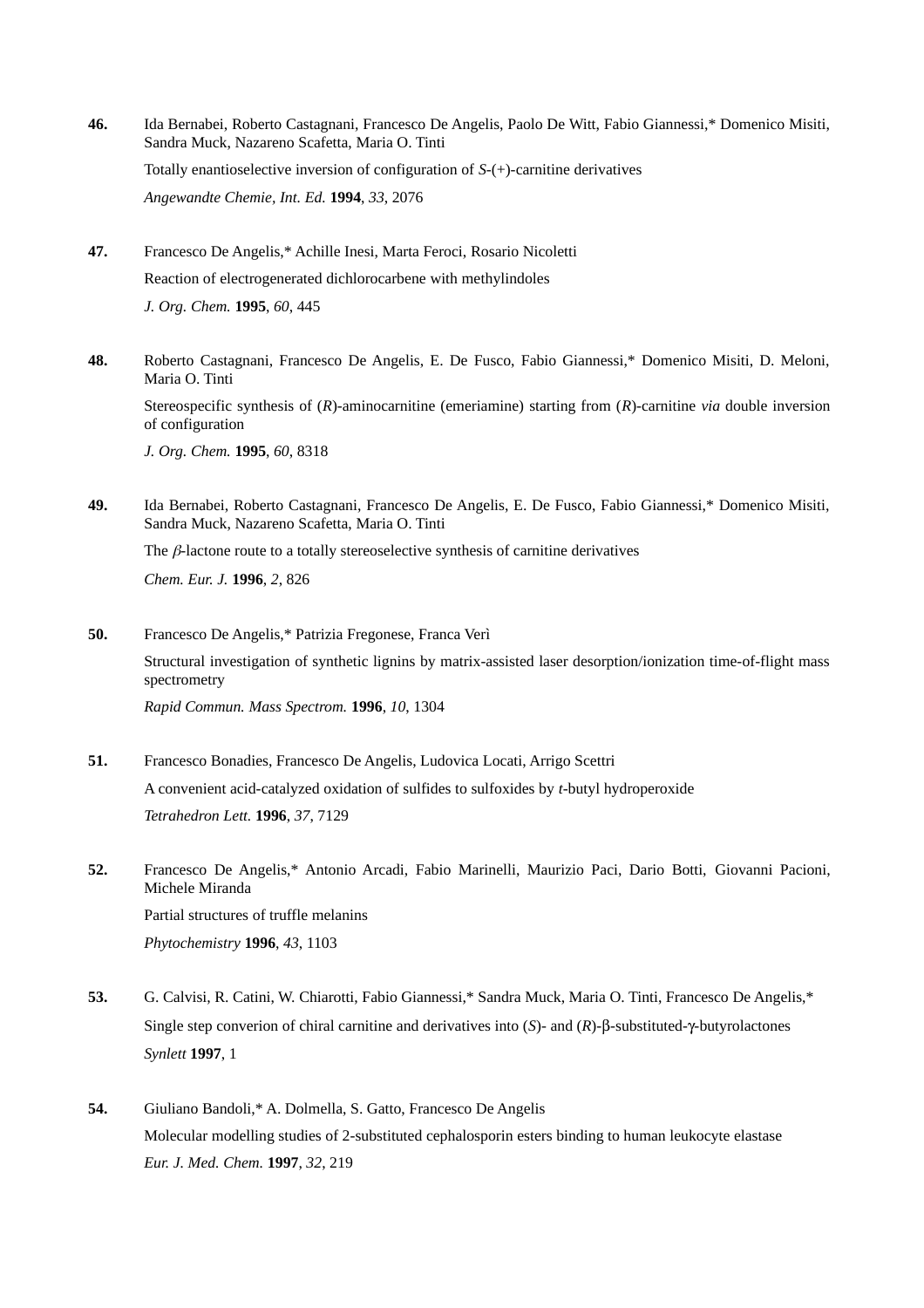**46.** Ida Bernabei, Roberto Castagnani, Francesco De Angelis, Paolo De Witt, Fabio Giannessi,* Domenico Misiti, Sandra Muck, Nazareno Scafetta, Maria O. Tinti

Totally enantioselective inversion of configuration of *S*-(+)-carnitine derivatives

*Angewandte Chemie, Int. Ed.* **1994**, *33*, 2076

**47.** Francesco De Angelis,* Achille Inesi, Marta Feroci, Rosario Nicoletti

Reaction of electrogenerated dichlorocarbene with methylindoles

*J. Org. Chem.* **1995**, *60*, 445

**48.** Roberto Castagnani, Francesco De Angelis, E. De Fusco, Fabio Giannessi,* Domenico Misiti, D. Meloni, Maria O. Tinti

Stereospecific synthesis of (*R*)-aminocarnitine (emeriamine) starting from (*R*)-carnitine *via* double inversion of configuration

*J. Org. Chem.* **1995**, *60*, 8318

**49.** Ida Bernabei, Roberto Castagnani, Francesco De Angelis, E. De Fusco, Fabio Giannessi,* Domenico Misiti, Sandra Muck, Nazareno Scafetta, Maria O. Tinti

The $\beta$-lactone route to a totally stereoselective synthesis of carnitine derivatives

*Chem. Eur. J.* **1996**, *2*, 826

**50.** Francesco De Angelis,* Patrizia Fregonese, Franca Verì

Structural investigation of synthetic lignins by matrix-assisted laser desorption/ionization time-of-flight mass spectrometry

*Rapid Commun. Mass Spectrom.* **1996**, *10*, 1304

**51.** Francesco Bonadies, Francesco De Angelis, Ludovica Locati, Arrigo Scettri

A convenient acid-catalyzed oxidation of sulfides to sulfoxides by *t*-butyl hydroperoxide

*Tetrahedron Lett.* **1996**, *37*, 7129

**52.** Francesco De Angelis,* Antonio Arcadi, Fabio Marinelli, Maurizio Paci, Dario Botti, Giovanni Pacioni, Michele Miranda

Partial structures of truffle melanins

*Phytochemistry* **1996**, *43*, 1103

**53.** G. Calvisi, R. Catini, W. Chiarotti, Fabio Giannessi,* Sandra Muck, Maria O. Tinti, Francesco De Angelis,*

Single step converion of chiral carnitine and derivatives into (*S*)- and (*R*)-$\beta$-substituted-$\gamma$-butyrolactones

*Synlett* **1997**, 1

**54.** Giuliano Bandoli,* A. Dolmella, S. Gatto, Francesco De Angelis

Molecular modelling studies of 2-substituted cephalosporin esters binding to human leukocyte elastase

*Eur. J. Med. Chem.* **1997**, *32*, 219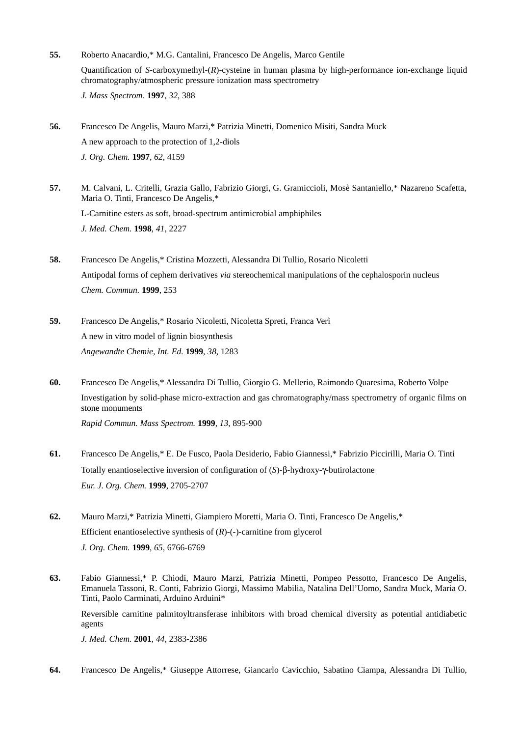**55.** Roberto Anacardio,* M.G. Cantalini, Francesco De Angelis, Marco Gentile

Quantification of *S*-carboxymethyl-(*R*)-cysteine in human plasma by high-performance ion-exchange liquid chromatography/atmospheric pressure ionization mass spectrometry

*J. Mass Spectrom*. **1997**, *32*, 388

**56.** Francesco De Angelis, Mauro Marzi,* Patrizia Minetti, Domenico Misiti, Sandra Muck

A new approach to the protection of 1,2-diols

*J. Org. Chem.* **1997**, *62*, 4159

**57.** M. Calvani, L. Critelli, Grazia Gallo, Fabrizio Giorgi, G. Gramiccioli, Mosè Santaniello,* Nazareno Scafetta, Maria O. Tinti, Francesco De Angelis,*

L-Carnitine esters as soft, broad-spectrum antimicrobial amphiphiles

*J. Med. Chem.* **1998**, *41*, 2227

**58.** Francesco De Angelis,* Cristina Mozzetti, Alessandra Di Tullio, Rosario Nicoletti

Antipodal forms of cephem derivatives *via* stereochemical manipulations of the cephalosporin nucleus

*Chem. Commun.* **1999**, 253

**59.** Francesco De Angelis,* Rosario Nicoletti, Nicoletta Spreti, Franca Verì

A new in vitro model of lignin biosynthesis

*Angewandte Chemie, Int. Ed.* **1999**, *38*, 1283

**60.** Francesco De Angelis,* Alessandra Di Tullio, Giorgio G. Mellerio, Raimondo Quaresima, Roberto Volpe

Investigation by solid-phase micro-extraction and gas chromatography/mass spectrometry of organic films on stone monuments

*Rapid Commun. Mass Spectrom.* **1999**, *13*, 895-900

**61.** Francesco De Angelis,* E. De Fusco, Paola Desiderio, Fabio Giannessi,* Fabrizio Piccirilli, Maria O. Tinti

Totally enantioselective inversion of configuration of (*S*)-β-hydroxy-γ-butirolactone

*Eur. J. Org. Chem.* **1999**, 2705-2707

**62.** Mauro Marzi,* Patrizia Minetti, Giampiero Moretti, Maria O. Tinti, Francesco De Angelis,*

Efficient enantioselective synthesis of (*R*)-(-)-carnitine from glycerol

*J. Org. Chem.* **1999**, *65*, 6766-6769

**63.** Fabio Giannessi,* P. Chiodi, Mauro Marzi, Patrizia Minetti, Pompeo Pessotto, Francesco De Angelis, Emanuela Tassoni, R. Conti, Fabrizio Giorgi, Massimo Mabilia, Natalina Dell'Uomo, Sandra Muck, Maria O. Tinti, Paolo Carminati, Arduino Arduini*

Reversible carnitine palmitoyltransferase inhibitors with broad chemical diversity as potential antidiabetic agents

*J. Med. Chem.* **2001**, *44*, 2383-2386

**64.** Francesco De Angelis,* Giuseppe Attorrese, Giancarlo Cavicchio, Sabatino Ciampa, Alessandra Di Tullio,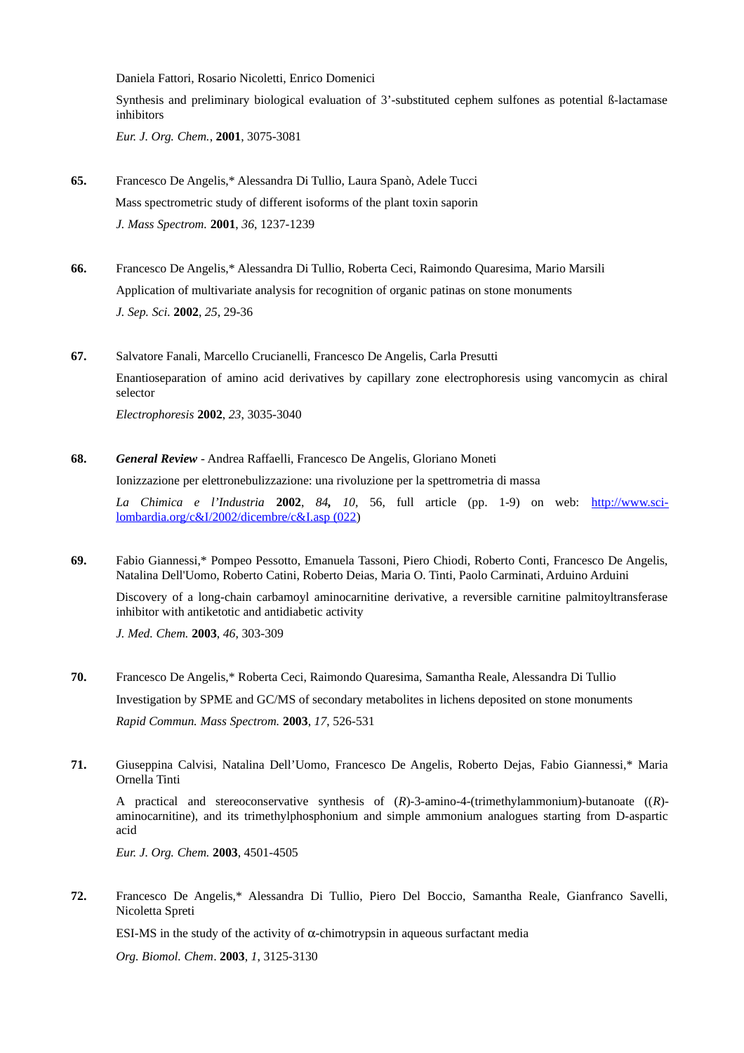Daniela Fattori, Rosario Nicoletti, Enrico Domenici

Synthesis and preliminary biological evaluation of 3'-substituted cephem sulfones as potential ß-lactamase inhibitors

*Eur. J. Org. Chem.*, **2001**, 3075-3081

**65.** Francesco De Angelis,* Alessandra Di Tullio, Laura Spanò, Adele Tucci

Mass spectrometric study of different isoforms of the plant toxin saporin

*J. Mass Spectrom.* **2001**, *36*, 1237-1239

**66.** Francesco De Angelis,* Alessandra Di Tullio, Roberta Ceci, Raimondo Quaresima, Mario Marsili

Application of multivariate analysis for recognition of organic patinas on stone monuments

*J. Sep. Sci.* **2002**, *25*, 29-36

**67.** Salvatore Fanali, Marcello Crucianelli, Francesco De Angelis, Carla Presutti

Enantioseparation of amino acid derivatives by capillary zone electrophoresis using vancomycin as chiral selector

*Electrophoresis* **2002**, *23*, 3035-3040

**68.** ***General Review*** - Andrea Raffaelli, Francesco De Angelis, Gloriano Moneti

Ionizzazione per elettronebulizzazione: una rivoluzione per la spettrometria di massa

*La Chimica e l'Industria* **2002**, *84***,** *10*, 56, full article (pp. 1-9) on web: [http://www.sci-lombardia.org/c&I/2002/dicembre/c&I.asp (022](http://www.sci-lombardia.org/c&I/2002/dicembre/c&I.asp)) 

**69.** Fabio Giannessi,* Pompeo Pessotto, Emanuela Tassoni, Piero Chiodi, Roberto Conti, Francesco De Angelis, Natalina Dell'Uomo, Roberto Catini, Roberto Deias, Maria O. Tinti, Paolo Carminati, Arduino Arduini

Discovery of a long-chain carbamoyl aminocarnitine derivative, a reversible carnitine palmitoyltransferase inhibitor with antiketotic and antidiabetic activity

*J. Med. Chem.* **2003**, *46*, 303-309

**70.** Francesco De Angelis,* Roberta Ceci, Raimondo Quaresima, Samantha Reale, Alessandra Di Tullio

Investigation by SPME and GC/MS of secondary metabolites in lichens deposited on stone monuments

*Rapid Commun. Mass Spectrom.* **2003**, *17*, 526-531

**71.** Giuseppina Calvisi, Natalina Dell'Uomo, Francesco De Angelis, Roberto Dejas, Fabio Giannessi,* Maria Ornella Tinti

A practical and stereoconservative synthesis of (*R*)-3-amino-4-(trimethylammonium)-butanoate ((*R*)-aminocarnitine), and its trimethylphosphonium and simple ammonium analogues starting from D-aspartic acid

*Eur. J. Org. Chem.* **2003**, 4501-4505

**72.** Francesco De Angelis,* Alessandra Di Tullio, Piero Del Boccio, Samantha Reale, Gianfranco Savelli, Nicoletta Spreti

ESI-MS in the study of the activity of $\alpha$-chimotrypsin in aqueous surfactant media

*Org. Biomol. Chem*. **2003**, *1*, 3125-3130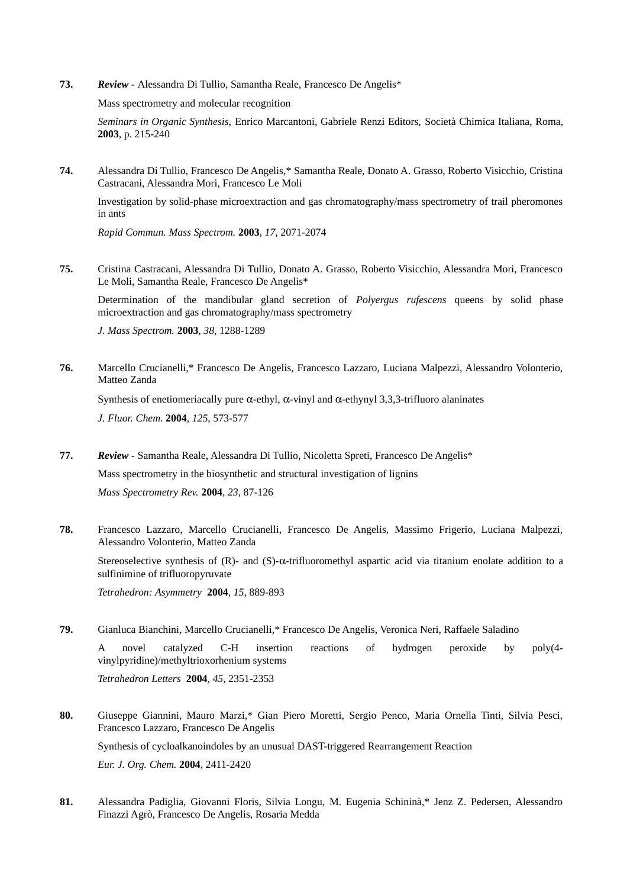**73.** ***Review*** **-** Alessandra Di Tullio, Samantha Reale, Francesco De Angelis*

Mass spectrometry and molecular recognition

*Seminars in Organic Synthesis,* Enrico Marcantoni, Gabriele Renzi Editors, Società Chimica Italiana, Roma, **2003**, p. 215-240

**74.** Alessandra Di Tullio, Francesco De Angelis,* Samantha Reale, Donato A. Grasso, Roberto Visicchio, Cristina Castracani, Alessandra Mori, Francesco Le Moli

Investigation by solid-phase microextraction and gas chromatography/mass spectrometry of trail pheromones in ants

*Rapid Commun. Mass Spectrom.* **2003**, *17*, 2071-2074

**75.** Cristina Castracani, Alessandra Di Tullio, Donato A. Grasso, Roberto Visicchio, Alessandra Mori, Francesco Le Moli, Samantha Reale, Francesco De Angelis*

Determination of the mandibular gland secretion of *Polyergus rufescens* queens by solid phase microextraction and gas chromatography/mass spectrometry

*J. Mass Spectrom.* **2003**, *38*, 1288-1289

**76.** Marcello Crucianelli,* Francesco De Angelis, Francesco Lazzaro, Luciana Malpezzi, Alessandro Volonterio, Matteo Zanda

Synthesis of enetiomeriacally pure $\alpha$-ethyl, $\alpha$-vinyl and $\alpha$-ethynyl 3,3,3-trifluoro alaninates

*J. Fluor. Chem.* **2004**, *125*, 573-577

**77.** ***Review*** **-** Samantha Reale, Alessandra Di Tullio, Nicoletta Spreti, Francesco De Angelis*

Mass spectrometry in the biosynthetic and structural investigation of lignins

*Mass Spectrometry Rev.* **2004**, *23*, 87-126

**78.** Francesco Lazzaro, Marcello Crucianelli, Francesco De Angelis, Massimo Frigerio, Luciana Malpezzi, Alessandro Volonterio, Matteo Zanda

Stereoselective synthesis of (R)- and (S)-$\alpha$-trifluoromethyl aspartic acid via titanium enolate addition to a sulfinimine of trifluoropyruvate

*Tetrahedron: Asymmetry* **2004**, *15*, 889-893

**79.** Gianluca Bianchini, Marcello Crucianelli,* Francesco De Angelis, Veronica Neri, Raffaele Saladino

A novel catalyzed C-H insertion reactions of hydrogen peroxide by poly(4-vinylpyridine)/methyltrioxorhenium systems

*Tetrahedron Letters* **2004**, *45*, 2351-2353

**80.** Giuseppe Giannini, Mauro Marzi,* Gian Piero Moretti, Sergio Penco, Maria Ornella Tinti, Silvia Pesci, Francesco Lazzaro, Francesco De Angelis

Synthesis of cycloalkanoindoles by an unusual DAST-triggered Rearrangement Reaction

*Eur. J. Org. Chem.* **2004**, 2411-2420

**81.** Alessandra Padiglia, Giovanni Floris, Silvia Longu, M. Eugenia Schininà,* Jenz Z. Pedersen, Alessandro Finazzi Agrò, Francesco De Angelis, Rosaria Medda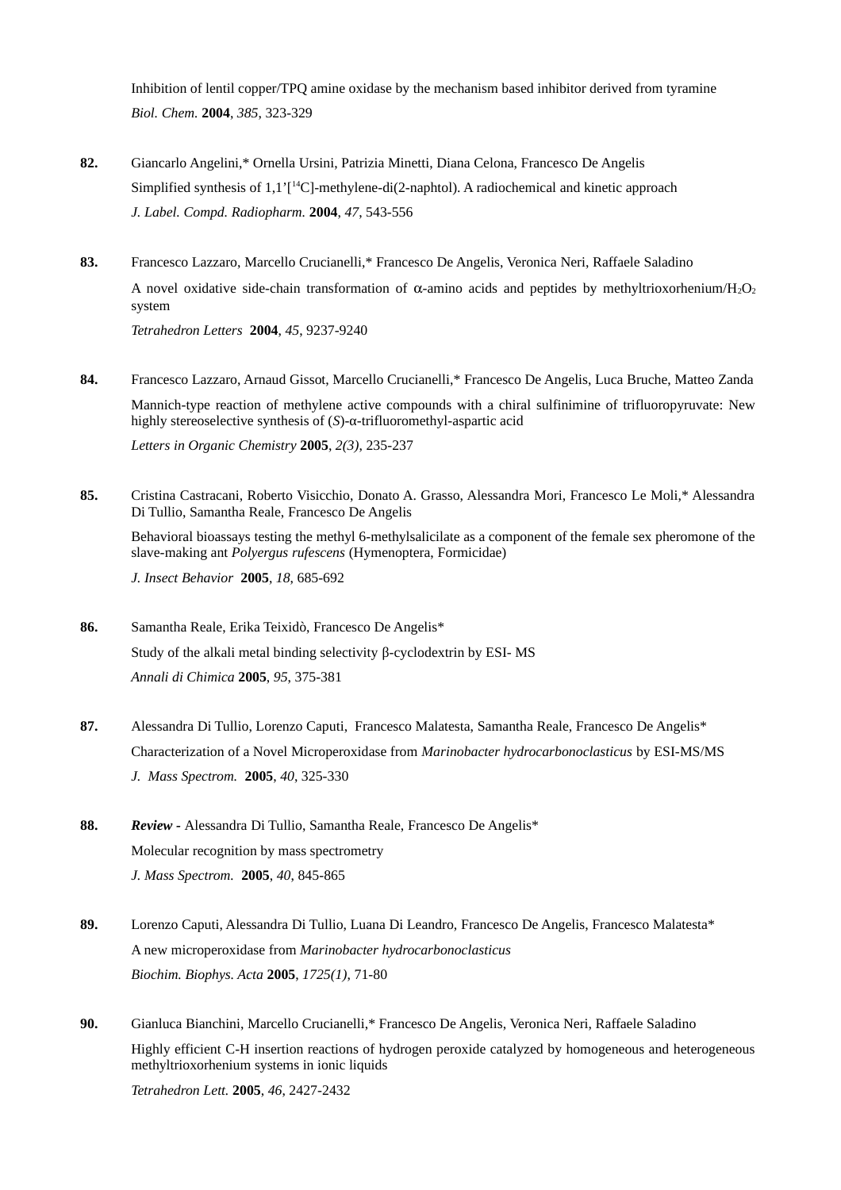Inhibition of lentil copper/TPQ amine oxidase by the mechanism based inhibitor derived from tyramine
*Biol. Chem.* **2004**, *385*, 323-329

**82.** Giancarlo Angelini,* Ornella Ursini, Patrizia Minetti, Diana Celona, Francesco De Angelis
Simplified synthesis of 1,1'[$^{14}$C]-methylene-di(2-naphtol). A radiochemical and kinetic approach
*J. Label. Compd. Radiopharm.* **2004**, *47*, 543-556

**83.** Francesco Lazzaro, Marcello Crucianelli,* Francesco De Angelis, Veronica Neri, Raffaele Saladino
A novel oxidative side-chain transformation of $\alpha$-amino acids and peptides by methyltrioxorhenium/$H_2O_2$ system
*Tetrahedron Letters* **2004**, *45*, 9237-9240

**84.** Francesco Lazzaro, Arnaud Gissot, Marcello Crucianelli,* Francesco De Angelis, Luca Bruche, Matteo Zanda
Mannich-type reaction of methylene active compounds with a chiral sulfinimine of trifluoropyruvate: New highly stereoselective synthesis of (*S*)-$\alpha$-trifluoromethyl-aspartic acid
*Letters in Organic Chemistry* **2005**, *2(3)*, 235-237

**85.** Cristina Castracani, Roberto Visicchio, Donato A. Grasso, Alessandra Mori, Francesco Le Moli,* Alessandra Di Tullio, Samantha Reale, Francesco De Angelis
Behavioral bioassays testing the methyl 6-methylsalicilate as a component of the female sex pheromone of the slave-making ant *Polyergus rufescens* (Hymenoptera, Formicidae)
*J. Insect Behavior* **2005**, *18*, 685-692

**86.** Samantha Reale, Erika Teixidò, Francesco De Angelis*
Study of the alkali metal binding selectivity $\beta$-cyclodextrin by ESI- MS
*Annali di Chimica* **2005**, *95*, 375-381

**87.** Alessandra Di Tullio, Lorenzo Caputi, Francesco Malatesta, Samantha Reale, Francesco De Angelis*
Characterization of a Novel Microperoxidase from *Marinobacter hydrocarbonoclasticus* by ESI-MS/MS
*J. Mass Spectrom.* **2005**, *40*, 325-330

**88.** ***Review*** **-** Alessandra Di Tullio, Samantha Reale, Francesco De Angelis*
Molecular recognition by mass spectrometry
*J. Mass Spectrom.* **2005**, *40*, 845-865

**89.** Lorenzo Caputi, Alessandra Di Tullio, Luana Di Leandro, Francesco De Angelis, Francesco Malatesta*
A new microperoxidase from *Marinobacter hydrocarbonoclasticus*
*Biochim. Biophys. Acta* **2005**, *1725(1)*, 71-80

**90.** Gianluca Bianchini, Marcello Crucianelli,* Francesco De Angelis, Veronica Neri, Raffaele Saladino
Highly efficient C-H insertion reactions of hydrogen peroxide catalyzed by homogeneous and heterogeneous methyltrioxorhenium systems in ionic liquids
*Tetrahedron Lett.* **2005**, *46*, 2427-2432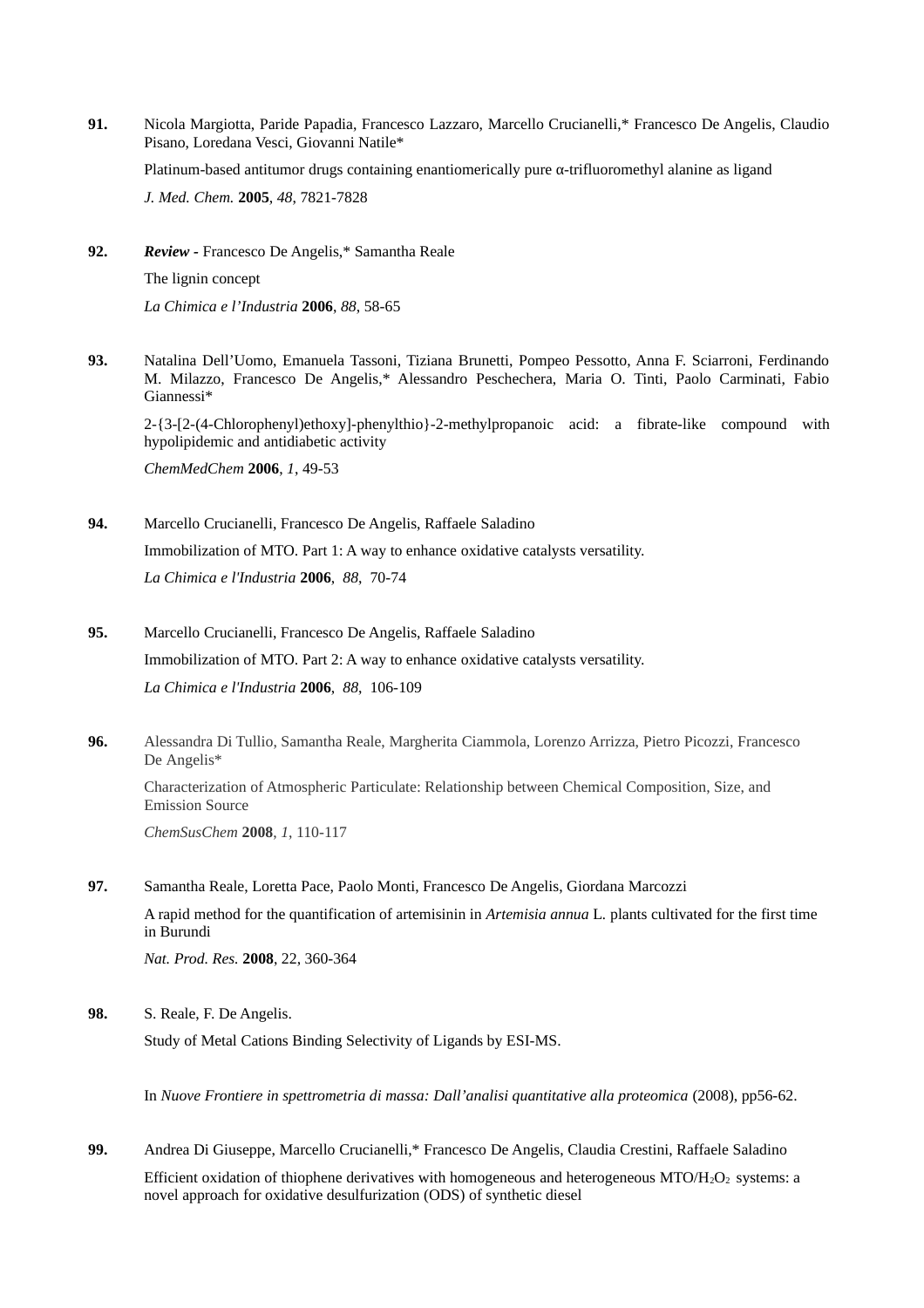**91.** Nicola Margiotta, Paride Papadia, Francesco Lazzaro, Marcello Crucianelli,* Francesco De Angelis, Claudio Pisano, Loredana Vesci, Giovanni Natile*

Platinum-based antitumor drugs containing enantiomerically pure α-trifluoromethyl alanine as ligand

*J. Med. Chem.* **2005**, *48*, 7821-7828

**92.** ***Review*** - Francesco De Angelis,* Samantha Reale

The lignin concept

*La Chimica e l'Industria* **2006**, *88*, 58-65

**93.** Natalina Dell'Uomo, Emanuela Tassoni, Tiziana Brunetti, Pompeo Pessotto, Anna F. Sciarroni, Ferdinando M. Milazzo, Francesco De Angelis,* Alessandro Peschechera, Maria O. Tinti, Paolo Carminati, Fabio Giannessi*

2-{3-[2-(4-Chlorophenyl)ethoxy]-phenylthio}-2-methylpropanoic acid: a fibrate-like compound with hypolipidemic and antidiabetic activity

*ChemMedChem* **2006**, *1*, 49-53

**94.** Marcello Crucianelli, Francesco De Angelis, Raffaele Saladino

Immobilization of MTO. Part 1: A way to enhance oxidative catalysts versatility.

*La Chimica e l'Industria* **2006**, *88*, 70-74

**95.** Marcello Crucianelli, Francesco De Angelis, Raffaele Saladino

Immobilization of MTO. Part 2: A way to enhance oxidative catalysts versatility.

*La Chimica e l'Industria* **2006**, *88*, 106-109

**96.** Alessandra Di Tullio, Samantha Reale, Margherita Ciammola, Lorenzo Arrizza, Pietro Picozzi, Francesco De Angelis*

Characterization of Atmospheric Particulate: Relationship between Chemical Composition, Size, and Emission Source

*ChemSusChem* **2008**, *1*, 110-117

**97.** Samantha Reale, Loretta Pace, Paolo Monti, Francesco De Angelis, Giordana Marcozzi

A rapid method for the quantification of artemisinin in *Artemisia annua* L. plants cultivated for the first time in Burundi

*Nat. Prod. Res.* **2008**, 22, 360-364

**98.** S. Reale, F. De Angelis.

Study of Metal Cations Binding Selectivity of Ligands by ESI-MS.

In *Nuove Frontiere in spettrometria di massa: Dall'analisi quantitative alla proteomica* (2008), pp56-62.

**99.** Andrea Di Giuseppe, Marcello Crucianelli,* Francesco De Angelis, Claudia Crestini, Raffaele Saladino

Efficient oxidation of thiophene derivatives with homogeneous and heterogeneous MTO/$H_2O_2$ systems: a novel approach for oxidative desulfurization (ODS) of synthetic diesel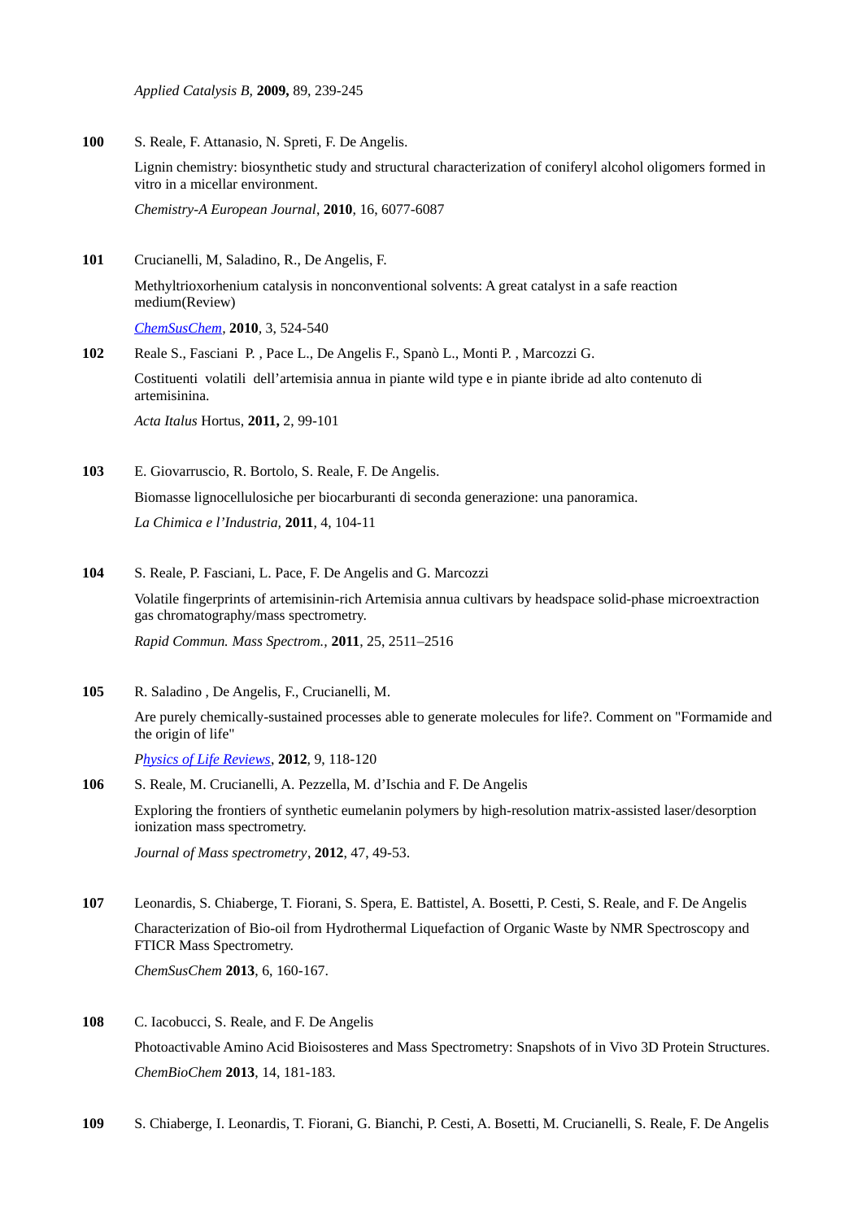*Applied Catalysis B,* **2009,** 89, 239-245

**100** S. Reale, F. Attanasio, N. Spreti, F. De Angelis.

Lignin chemistry: biosynthetic study and structural characterization of coniferyl alcohol oligomers formed in vitro in a micellar environment.

*Chemistry-A European Journal*, **2010**, 16, 6077-6087

**101** Crucianelli, M, Saladino, R., De Angelis, F.

Methyltrioxorhenium catalysis in nonconventional solvents: A great catalyst in a safe reaction medium(Review)

*ChemSusChem*, **2010**, 3, 524-540

**102** Reale S., Fasciani P. , Pace L., De Angelis F., Spanò L., Monti P. , Marcozzi G.

Costituenti volatili dell'artemisia annua in piante wild type e in piante ibride ad alto contenuto di artemisinina.

*Acta Italus* Hortus, **2011,** 2, 99-101

**103** E. Giovarruscio, R. Bortolo, S. Reale, F. De Angelis.

Biomasse lignocellulosiche per biocarburanti di seconda generazione: una panoramica.

*La Chimica e l'Industria,* **2011**, 4, 104-11

**104** S. Reale, P. Fasciani, L. Pace, F. De Angelis and G. Marcozzi

Volatile fingerprints of artemisinin-rich Artemisia annua cultivars by headspace solid-phase microextraction gas chromatography/mass spectrometry.

*Rapid Commun. Mass Spectrom.*, **2011**, 25, 2511–2516

**105** R. Saladino , De Angelis, F., Crucianelli, M.

Are purely chemically-sustained processes able to generate molecules for life?. Comment on "Formamide and the origin of life"

*Physics of Life Reviews*, **2012**, 9, 118-120

**106** S. Reale, M. Crucianelli, A. Pezzella, M. d'Ischia and F. De Angelis

Exploring the frontiers of synthetic eumelanin polymers by high-resolution matrix-assisted laser/desorption ionization mass spectrometry.

*Journal of Mass spectrometry*, **2012**, 47, 49-53.

**107** Leonardis, S. Chiaberge, T. Fiorani, S. Spera, E. Battistel, A. Bosetti, P. Cesti, S. Reale, and F. De Angelis

Characterization of Bio-oil from Hydrothermal Liquefaction of Organic Waste by NMR Spectroscopy and FTICR Mass Spectrometry.

*ChemSusChem* **2013**, 6, 160-167.

**108** C. Iacobucci, S. Reale, and F. De Angelis

Photoactivable Amino Acid Bioisosteres and Mass Spectrometry: Snapshots of in Vivo 3D Protein Structures.

*ChemBioChem* **2013**, 14, 181-183.

**109** S. Chiaberge, I. Leonardis, T. Fiorani, G. Bianchi, P. Cesti, A. Bosetti, M. Crucianelli, S. Reale, F. De Angelis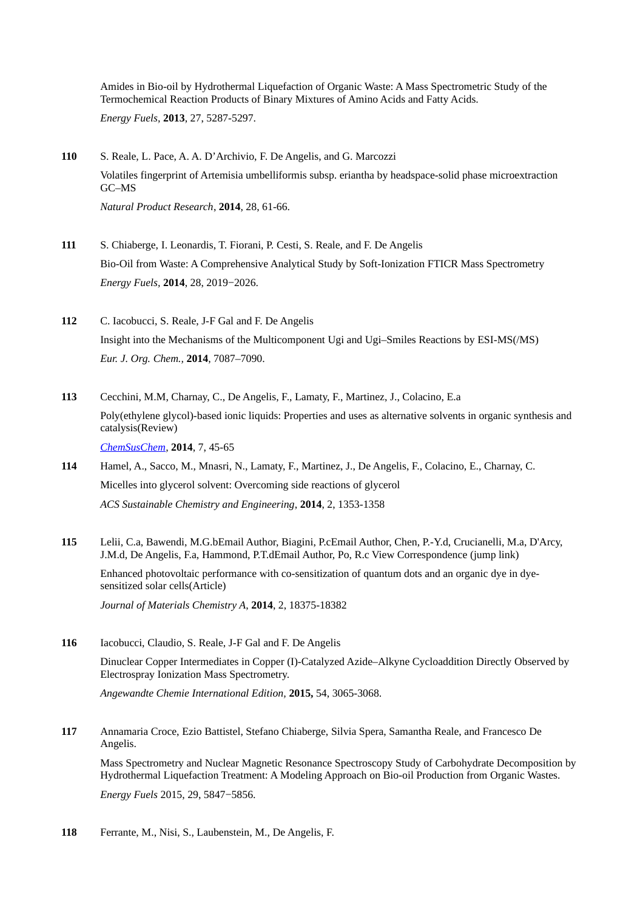Amides in Bio-oil by Hydrothermal Liquefaction of Organic Waste: A Mass Spectrometric Study of the Termochemical Reaction Products of Binary Mixtures of Amino Acids and Fatty Acids.

*Energy Fuels*, **2013**, 27, 5287-5297.

**110** S. Reale, L. Pace, A. A. D'Archivio, F. De Angelis, and G. Marcozzi

Volatiles fingerprint of Artemisia umbelliformis subsp. eriantha by headspace-solid phase microextraction GC–MS

*Natural Product Research*, **2014**, 28, 61-66.

**111** S. Chiaberge, I. Leonardis, T. Fiorani, P. Cesti, S. Reale, and F. De Angelis

Bio-Oil from Waste: A Comprehensive Analytical Study by Soft-Ionization FTICR Mass Spectrometry

*Energy Fuels*, **2014**, 28, 2019−2026.

**112** C. Iacobucci, S. Reale, J-F Gal and F. De Angelis

Insight into the Mechanisms of the Multicomponent Ugi and Ugi–Smiles Reactions by ESI-MS(/MS)

*Eur. J. Org. Chem.,* **2014**, 7087–7090.

**113** Cecchini, M.M, Charnay, C., De Angelis, F., Lamaty, F., Martinez, J., Colacino, E.a

Poly(ethylene glycol)-based ionic liquids: Properties and uses as alternative solvents in organic synthesis and catalysis(Review)

*ChemSusChem*, **2014**, 7, 45-65

**114** Hamel, A., Sacco, M., Mnasri, N., Lamaty, F., Martinez, J., De Angelis, F., Colacino, E., Charnay, C.

Micelles into glycerol solvent: Overcoming side reactions of glycerol

*ACS Sustainable Chemistry and Engineering*, **2014**, 2, 1353-1358

**115** Lelii, C.a, Bawendi, M.G.bEmail Author, Biagini, P.cEmail Author, Chen, P.-Y.d, Crucianelli, M.a, D'Arcy, J.M.d, De Angelis, F.a, Hammond, P.T.dEmail Author, Po, R.c View Correspondence (jump link)

Enhanced photovoltaic performance with co-sensitization of quantum dots and an organic dye in dye-sensitized solar cells(Article)

*Journal of Materials Chemistry A*, **2014**, 2, 18375-18382

**116** Iacobucci, Claudio, S. Reale, J-F Gal and F. De Angelis

Dinuclear Copper Intermediates in Copper (I)-Catalyzed Azide–Alkyne Cycloaddition Directly Observed by Electrospray Ionization Mass Spectrometry.

*Angewandte Chemie International Edition*, **2015,** 54, 3065-3068.

**117** Annamaria Croce, Ezio Battistel, Stefano Chiaberge, Silvia Spera, Samantha Reale, and Francesco De Angelis.

Mass Spectrometry and Nuclear Magnetic Resonance Spectroscopy Study of Carbohydrate Decomposition by Hydrothermal Liquefaction Treatment: A Modeling Approach on Bio-oil Production from Organic Wastes.

*Energy Fuels* 2015, 29, 5847−5856.

**118** Ferrante, M., Nisi, S., Laubenstein, M., De Angelis, F.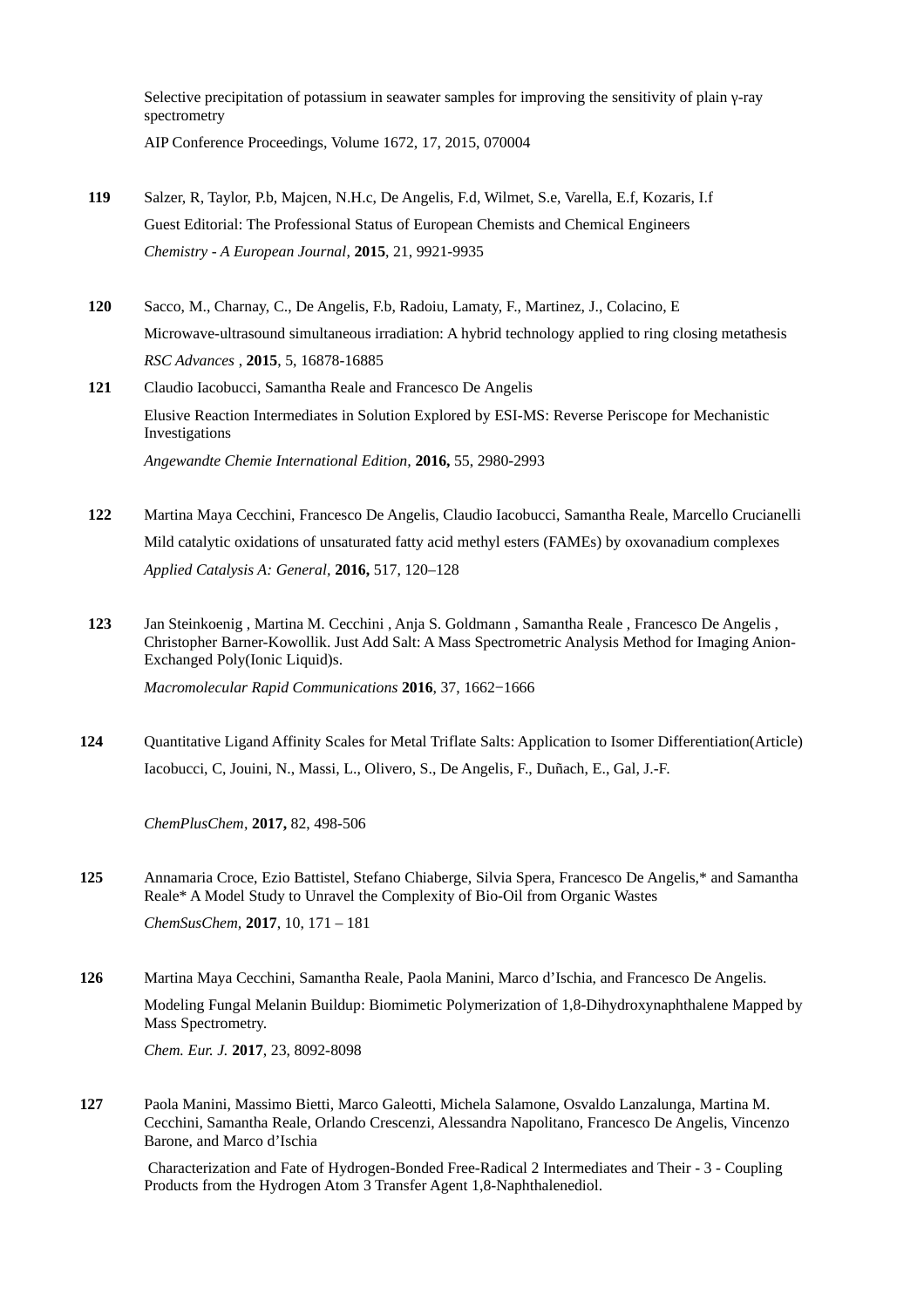Selective precipitation of potassium in seawater samples for improving the sensitivity of plain γ-ray spectrometry

AIP Conference Proceedings, Volume 1672, 17, 2015, 070004

**119** Salzer, R, Taylor, P.b, Majcen, N.H.c, De Angelis, F.d, Wilmet, S.e, Varella, E.f, Kozaris, I.f
Guest Editorial: The Professional Status of European Chemists and Chemical Engineers
*Chemistry - A European Journal*, **2015**, 21, 9921-9935

**120** Sacco, M., Charnay, C., De Angelis, F.b, Radoiu, Lamaty, F., Martinez, J., Colacino, E
Microwave-ultrasound simultaneous irradiation: A hybrid technology applied to ring closing metathesis
*RSC Advances* , **2015**, 5, 16878-16885

**121** Claudio Iacobucci, Samantha Reale and Francesco De Angelis
Elusive Reaction Intermediates in Solution Explored by ESI-MS: Reverse Periscope for Mechanistic Investigations
*Angewandte Chemie International Edition,* **2016,** 55, 2980-2993

**122** Martina Maya Cecchini, Francesco De Angelis, Claudio Iacobucci, Samantha Reale, Marcello Crucianelli
Mild catalytic oxidations of unsaturated fatty acid methyl esters (FAMEs) by oxovanadium complexes
*Applied Catalysis A: General,* **2016,** 517, 120–128

**123** Jan Steinkoenig , Martina M. Cecchini , Anja S. Goldmann , Samantha Reale , Francesco De Angelis , Christopher Barner-Kowollik. Just Add Salt: A Mass Spectrometric Analysis Method for Imaging Anion-Exchanged Poly(Ionic Liquid)s.
*Macromolecular Rapid Communications* **2016**, 37, 1662−1666

**124** Quantitative Ligand Affinity Scales for Metal Triflate Salts: Application to Isomer Differentiation(Article)
Iacobucci, C, Jouini, N., Massi, L., Olivero, S., De Angelis, F., Duñach, E., Gal, J.-F.
*ChemPlusChem*, **2017,** 82, 498-506

**125** Annamaria Croce, Ezio Battistel, Stefano Chiaberge, Silvia Spera, Francesco De Angelis,* and Samantha Reale* A Model Study to Unravel the Complexity of Bio-Oil from Organic Wastes
*ChemSusChem*, **2017**, 10, 171 – 181

**126** Martina Maya Cecchini, Samantha Reale, Paola Manini, Marco d'Ischia, and Francesco De Angelis.
Modeling Fungal Melanin Buildup: Biomimetic Polymerization of 1,8-Dihydroxynaphthalene Mapped by Mass Spectrometry.
*Chem. Eur. J.* **2017**, 23, 8092-8098

**127** Paola Manini, Massimo Bietti, Marco Galeotti, Michela Salamone, Osvaldo Lanzalunga, Martina M. Cecchini, Samantha Reale, Orlando Crescenzi, Alessandra Napolitano, Francesco De Angelis, Vincenzo Barone, and Marco d'Ischia
Characterization and Fate of Hydrogen-Bonded Free-Radical 2 Intermediates and Their - 3 - Coupling Products from the Hydrogen Atom 3 Transfer Agent 1,8-Naphthalenediol.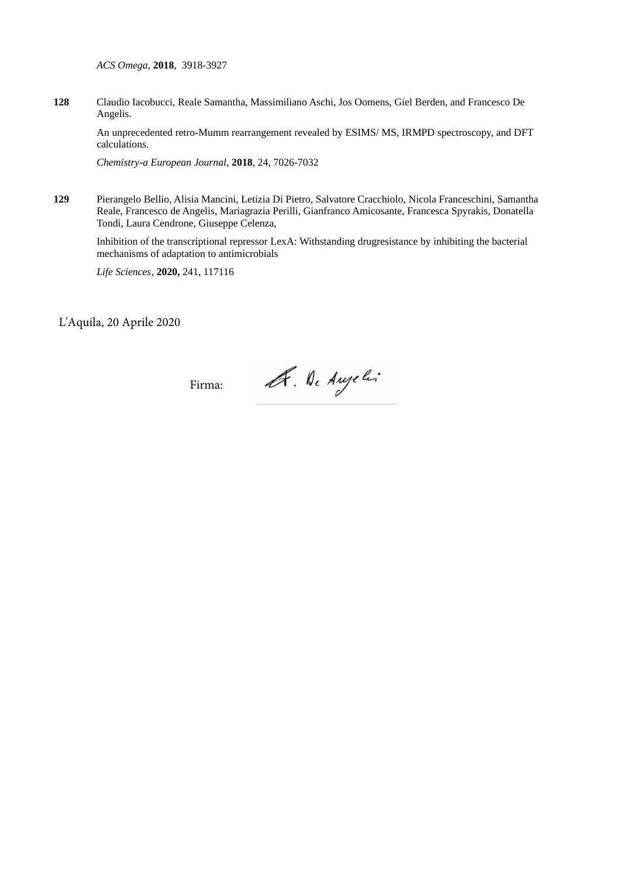*ACS Omega*, **2018**, 3918-3927

**128** Claudio Iacobucci, Reale Samantha, Massimiliano Aschi, Jos Oomens, Giel Berden, and Francesco De Angelis.

An unprecedented retro-Mumm rearrangement revealed by ESIMS/ MS, IRMPD spectroscopy, and DFT calculations.

*Chemistry-a European Journal*, **2018**, 24, 7026-7032

**129** Pierangelo Bellio, Alisia Mancini, Letizia Di Pietro, Salvatore Cracchiolo, Nicola Franceschini, Samantha Reale, Francesco de Angelis, Mariagrazia Perilli, Gianfranco Amicosante, Francesca Spyrakis, Donatella Tondi, Laura Cendrone, Giuseppe Celenza,

Inhibition of the transcriptional repressor LexA: Withstanding drugresistance by inhibiting the bacterial mechanisms of adaptation to antimicrobials

*Life Sciences*, **2020,** 241, 117116

L'Aquila, 20 Aprile 2020

Firma: F. De Angelis